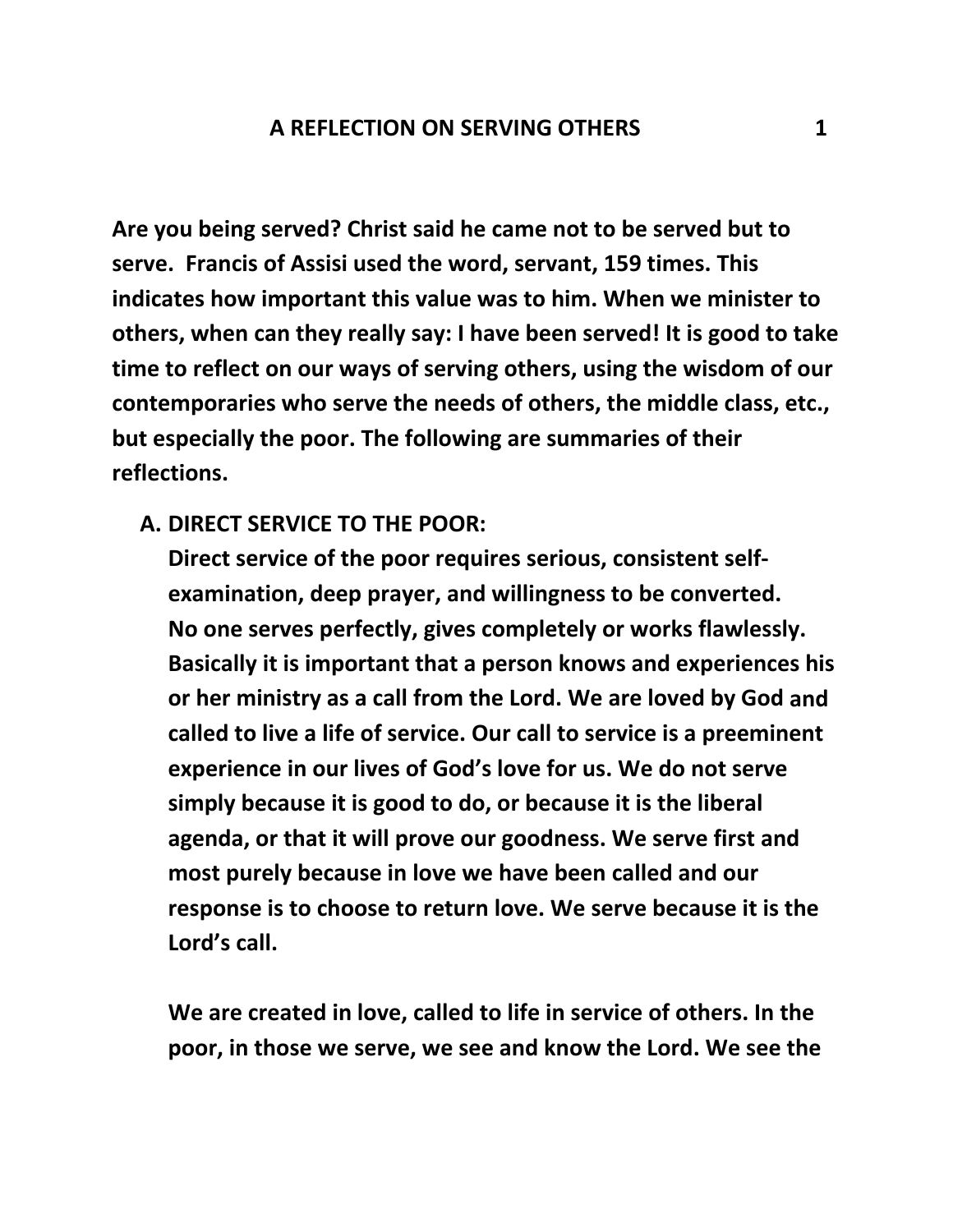# A REFLECTION ON SERVING OTHERS

**Are you being served? Christ said he came not to be served but to serve. Francis of Assisi used the word, servant, 159 times. This indicates how important this value was to him. When we minister to others, when can they really say: I have been served! It is good to take time to reflect on our ways of serving others, using the wisdom of our contemporaries who serve the needs of others, the middle class, etc., but especially the poor. The following are summaries of their reflections.**

## A. DIRECT SERVICE TO THE POOR:

**Direct service of the poor requires serious, consistent self-examination, deep prayer, and willingness to be converted. No one serves perfectly, gives completely or works flawlessly. Basically it is important that a person knows and experiences his or her ministry as a call from the Lord. We are loved by God and called to live a life of service. Our call to service is a preeminent experience in our lives of God's love for us. We do not serve simply because it is good to do, or because it is the liberal agenda, or that it will prove our goodness. We serve first and most purely because in love we have been called and our response is to choose to return love. We serve because it is the Lord's call.**

**We are created in love, called to life in service of others. In the poor, in those we serve, we see and know the Lord. We see the**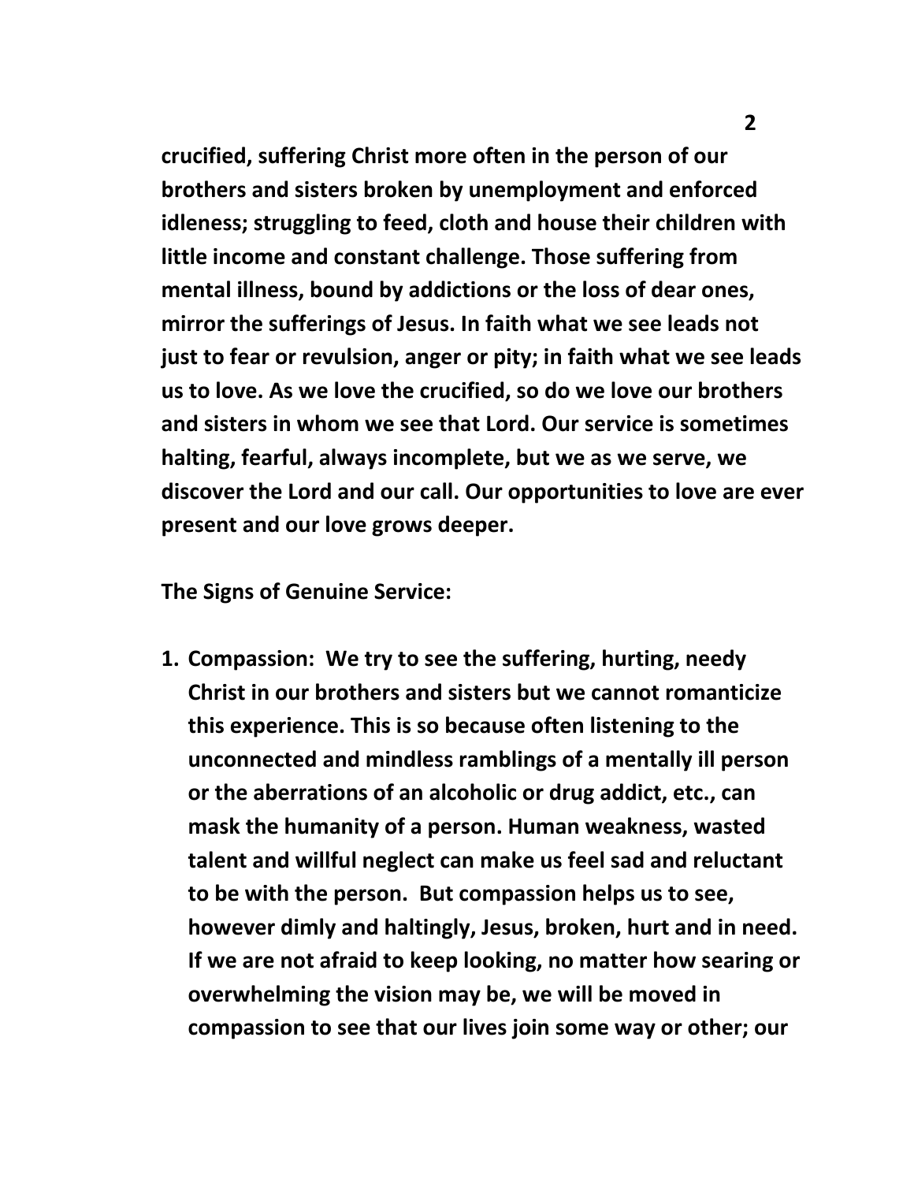**crucified, suffering Christ more often in the person of our brothers and sisters broken by unemployment and enforced idleness; struggling to feed, cloth and house their children with little income and constant challenge. Those suffering from mental illness, bound by addictions or the loss of dear ones, mirror the sufferings of Jesus. In faith what we see leads not just to fear or revulsion, anger or pity; in faith what we see leads us to love. As we love the crucified, so do we love our brothers and sisters in whom we see that Lord. Our service is sometimes halting, fearful, always incomplete, but we as we serve, we discover the Lord and our call. Our opportunities to love are ever present and our love grows deeper.**

**The Signs of Genuine Service:**

1. **Compassion: We try to see the suffering, hurting, needy Christ in our brothers and sisters but we cannot romanticize this experience. This is so because often listening to the unconnected and mindless ramblings of a mentally ill person or the aberrations of an alcoholic or drug addict, etc., can mask the humanity of a person. Human weakness, wasted talent and willful neglect can make us feel sad and reluctant to be with the person. But compassion helps us to see, however dimly and haltingly, Jesus, broken, hurt and in need. If we are not afraid to keep looking, no matter how searing or overwhelming the vision may be, we will be moved in compassion to see that our lives join some way or other; our**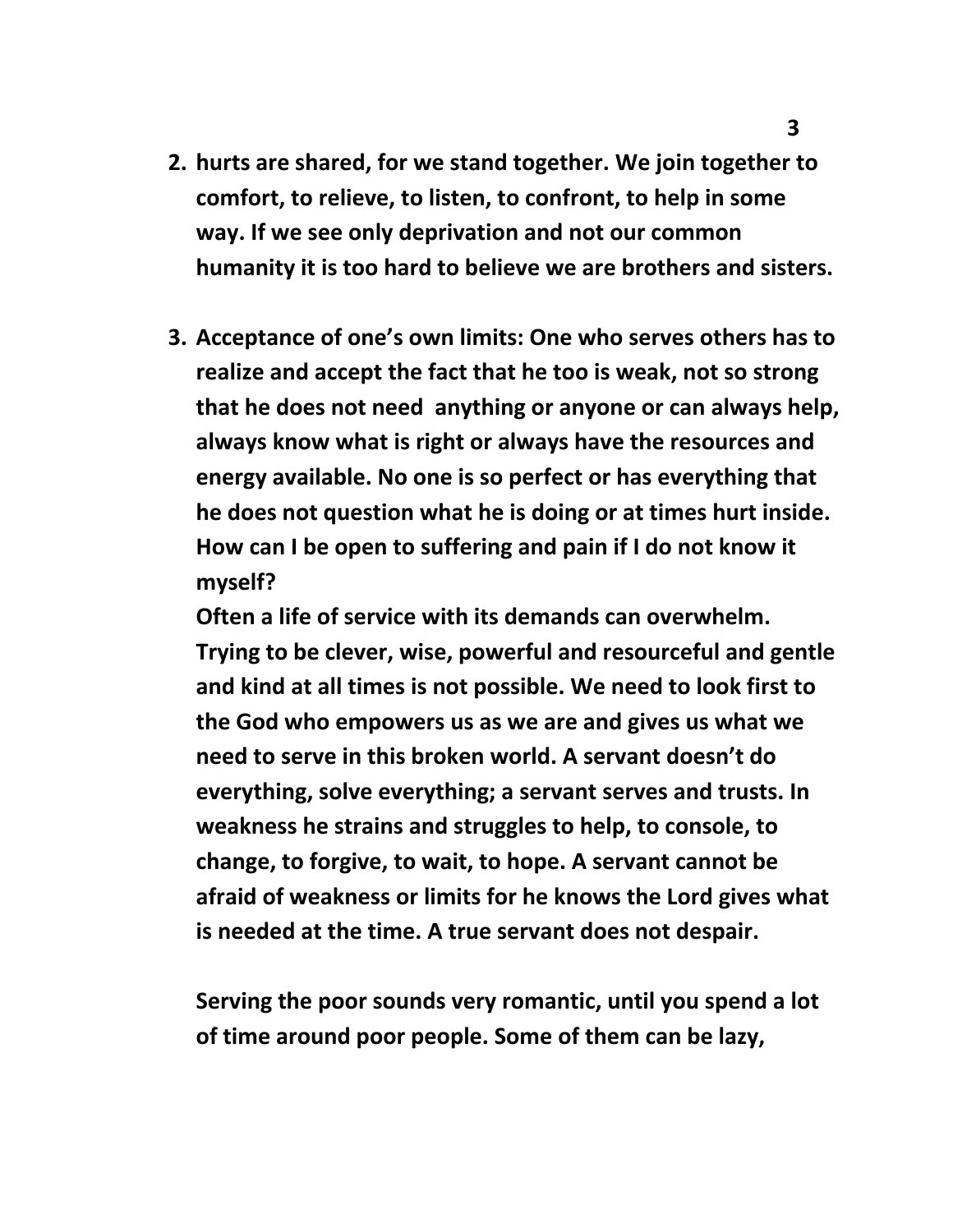2. **hurts are shared, for we stand together. We join together to comfort, to relieve, to listen, to confront, to help in some way. If we see only deprivation and not our common humanity it is too hard to believe we are brothers and sisters.**

3. **Acceptance of one's own limits: One who serves others has to realize and accept the fact that he too is weak, not so strong that he does not need anything or anyone or can always help, always know what is right or always have the resources and energy available. No one is so perfect or has everything that he does not question what he is doing or at times hurt inside. How can I be open to suffering and pain if I do not know it myself?**

   **Often a life of service with its demands can overwhelm. Trying to be clever, wise, powerful and resourceful and gentle and kind at all times is not possible. We need to look first to the God who empowers us as we are and gives us what we need to serve in this broken world. A servant doesn't do everything, solve everything; a servant serves and trusts. In weakness he strains and struggles to help, to console, to change, to forgive, to wait, to hope. A servant cannot be afraid of weakness or limits for he knows the Lord gives what is needed at the time. A true servant does not despair.**

   **Serving the poor sounds very romantic, until you spend a lot of time around poor people. Some of them can be lazy,**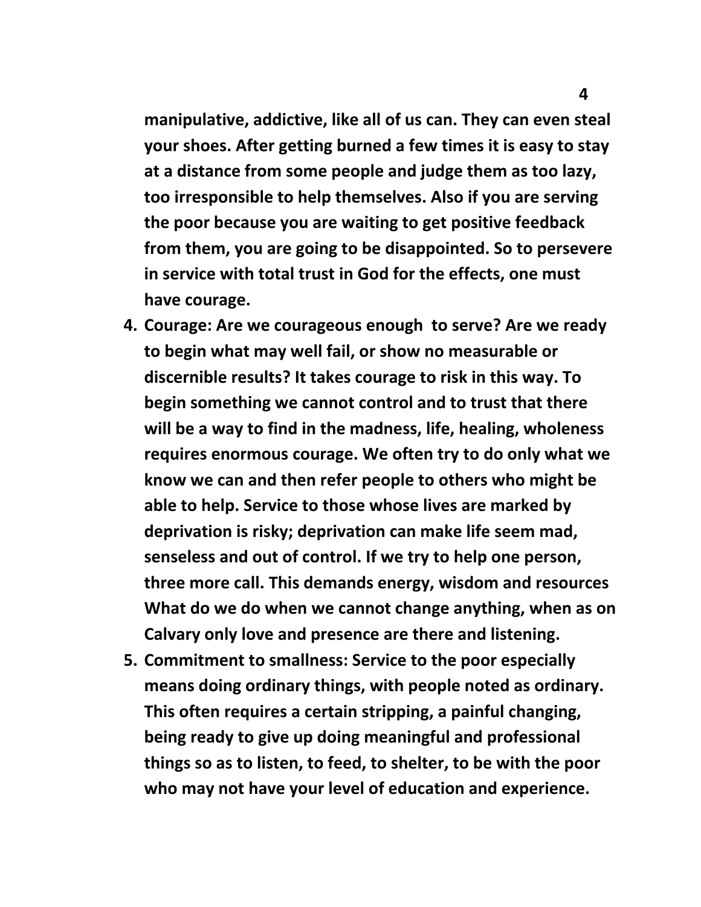**manipulative, addictive, like all of us can. They can even steal your shoes. After getting burned a few times it is easy to stay at a distance from some people and judge them as too lazy, too irresponsible to help themselves. Also if you are serving the poor because you are waiting to get positive feedback from them, you are going to be disappointed. So to persevere in service with total trust in God for the effects, one must have courage.**

4. **Courage: Are we courageous enough to serve? Are we ready to begin what may well fail, or show no measurable or discernible results? It takes courage to risk in this way. To begin something we cannot control and to trust that there will be a way to find in the madness, life, healing, wholeness requires enormous courage. We often try to do only what we know we can and then refer people to others who might be able to help. Service to those whose lives are marked by deprivation is risky; deprivation can make life seem mad, senseless and out of control. If we try to help one person, three more call. This demands energy, wisdom and resources What do we do when we cannot change anything, when as on Calvary only love and presence are there and listening.**
5. **Commitment to smallness: Service to the poor especially means doing ordinary things, with people noted as ordinary. This often requires a certain stripping, a painful changing, being ready to give up doing meaningful and professional things so as to listen, to feed, to shelter, to be with the poor who may not have your level of education and experience.**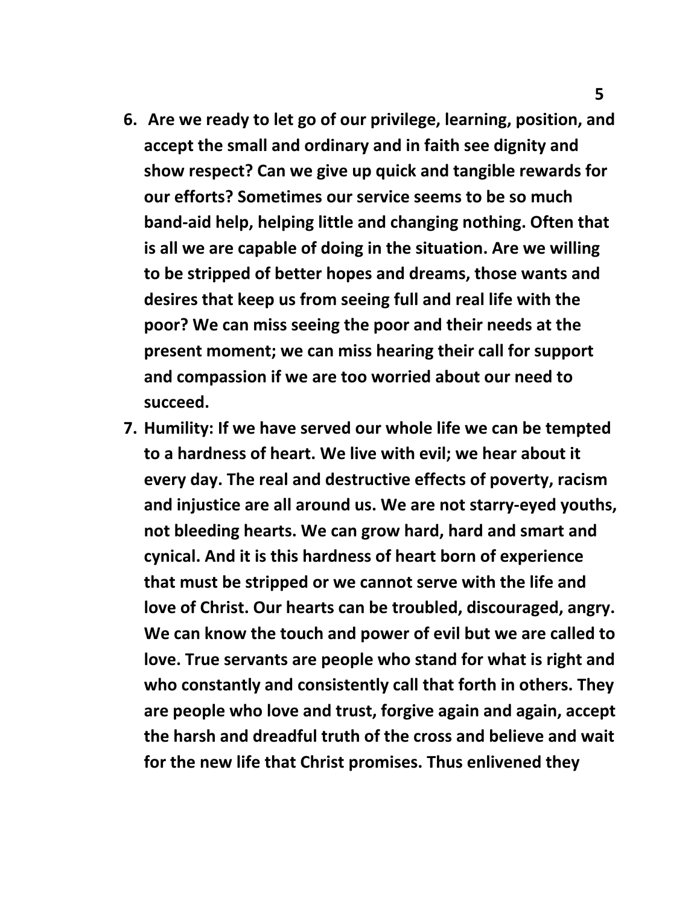6. **Are we ready to let go of our privilege, learning, position, and accept the small and ordinary and in faith see dignity and show respect? Can we give up quick and tangible rewards for our efforts? Sometimes our service seems to be so much band-aid help, helping little and changing nothing. Often that is all we are capable of doing in the situation. Are we willing to be stripped of better hopes and dreams, those wants and desires that keep us from seeing full and real life with the poor? We can miss seeing the poor and their needs at the present moment; we can miss hearing their call for support and compassion if we are too worried about our need to succeed.**
7. **Humility: If we have served our whole life we can be tempted to a hardness of heart. We live with evil; we hear about it every day. The real and destructive effects of poverty, racism and injustice are all around us. We are not starry-eyed youths, not bleeding hearts. We can grow hard, hard and smart and cynical. And it is this hardness of heart born of experience that must be stripped or we cannot serve with the life and love of Christ. Our hearts can be troubled, discouraged, angry. We can know the touch and power of evil but we are called to love. True servants are people who stand for what is right and who constantly and consistently call that forth in others. They are people who love and trust, forgive again and again, accept the harsh and dreadful truth of the cross and believe and wait for the new life that Christ promises. Thus enlivened they**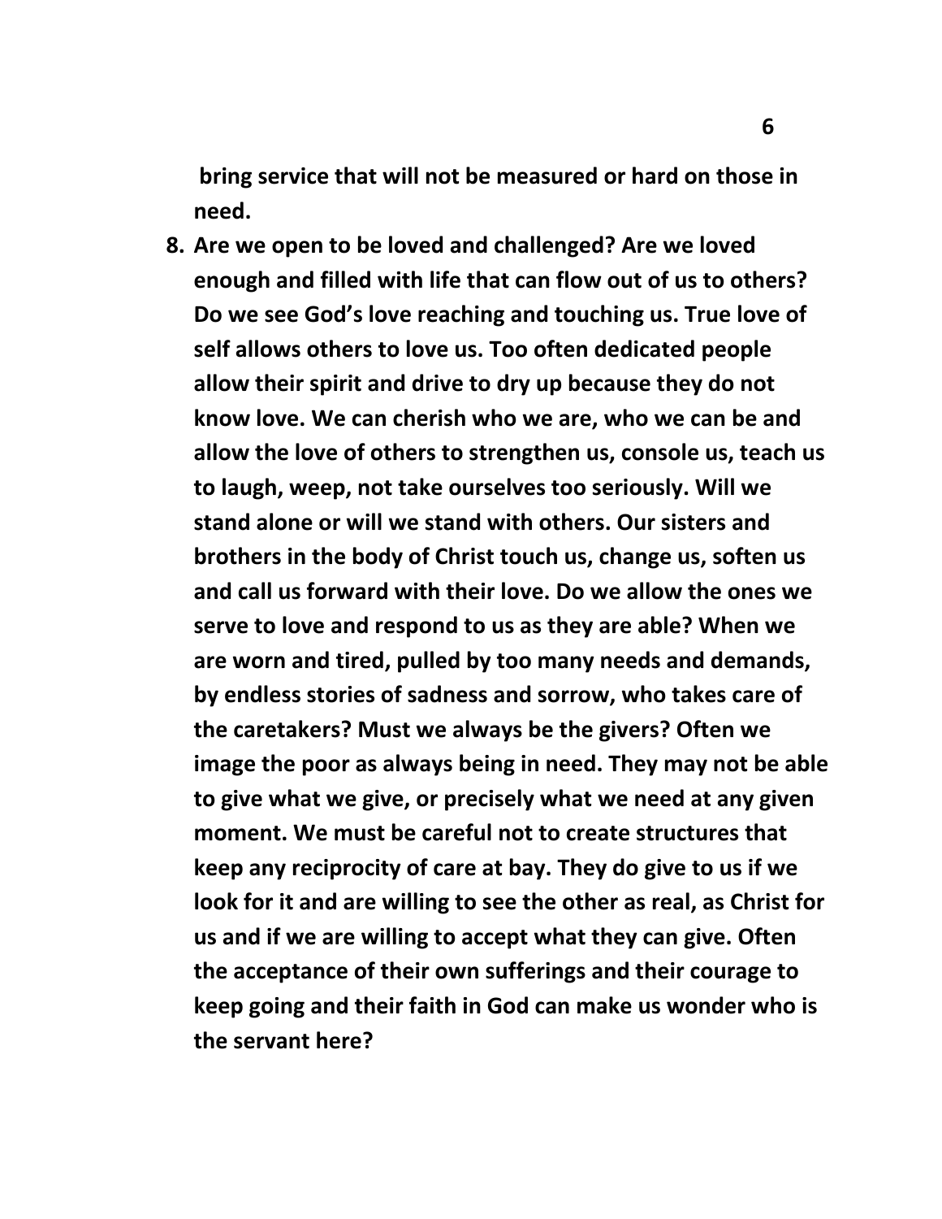**bring service that will not be measured or hard on those in need.**

8. **Are we open to be loved and challenged? Are we loved enough and filled with life that can flow out of us to others? Do we see God's love reaching and touching us. True love of self allows others to love us. Too often dedicated people allow their spirit and drive to dry up because they do not know love. We can cherish who we are, who we can be and allow the love of others to strengthen us, console us, teach us to laugh, weep, not take ourselves too seriously. Will we stand alone or will we stand with others. Our sisters and brothers in the body of Christ touch us, change us, soften us and call us forward with their love. Do we allow the ones we serve to love and respond to us as they are able? When we are worn and tired, pulled by too many needs and demands, by endless stories of sadness and sorrow, who takes care of the caretakers? Must we always be the givers? Often we image the poor as always being in need. They may not be able to give what we give, or precisely what we need at any given moment. We must be careful not to create structures that keep any reciprocity of care at bay. They do give to us if we look for it and are willing to see the other as real, as Christ for us and if we are willing to accept what they can give. Often the acceptance of their own sufferings and their courage to keep going and their faith in God can make us wonder who is the servant here?**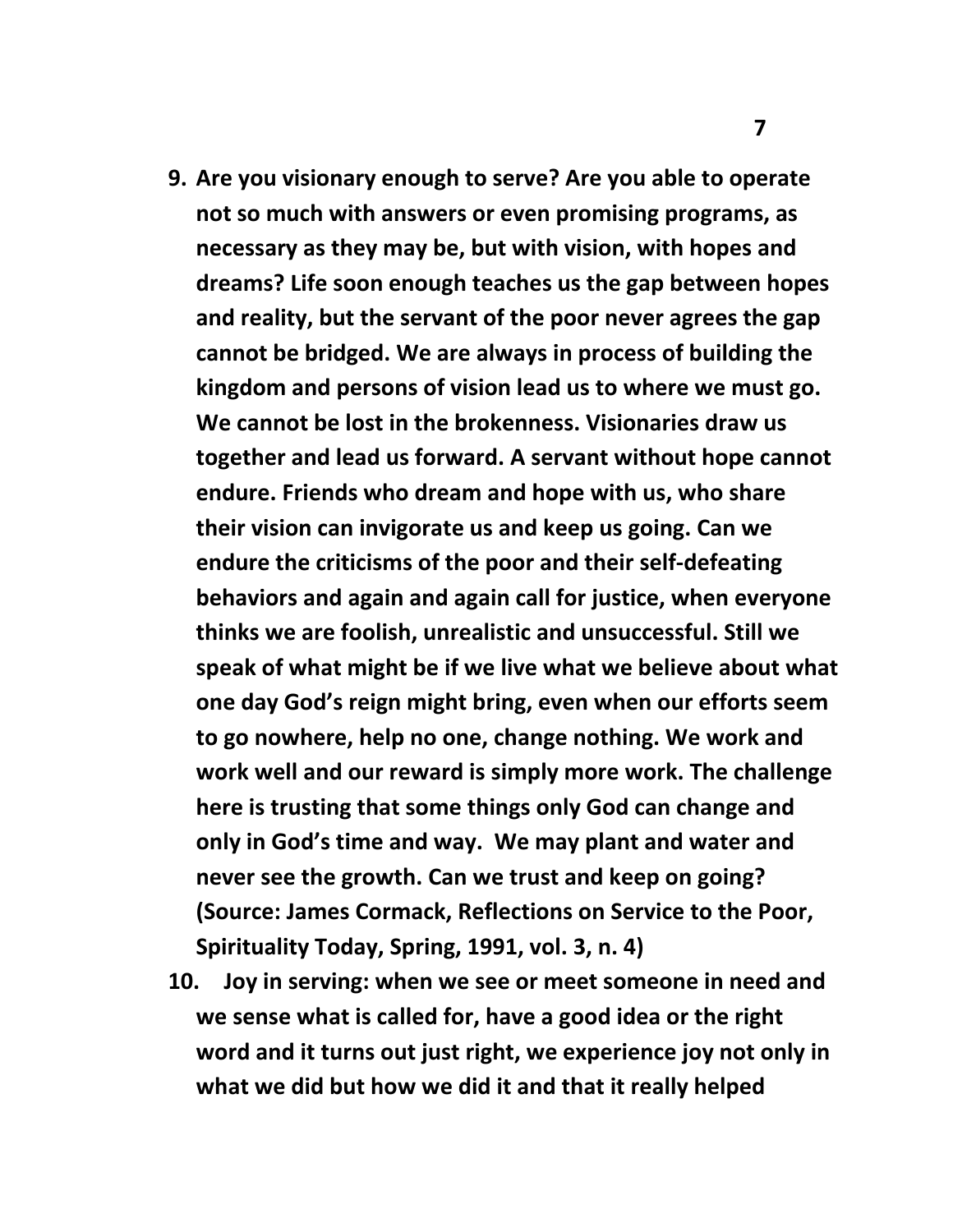9. **Are you visionary enough to serve? Are you able to operate not so much with answers or even promising programs, as necessary as they may be, but with vision, with hopes and dreams? Life soon enough teaches us the gap between hopes and reality, but the servant of the poor never agrees the gap cannot be bridged. We are always in process of building the kingdom and persons of vision lead us to where we must go. We cannot be lost in the brokenness. Visionaries draw us together and lead us forward. A servant without hope cannot endure. Friends who dream and hope with us, who share their vision can invigorate us and keep us going. Can we endure the criticisms of the poor and their self-defeating behaviors and again and again call for justice, when everyone thinks we are foolish, unrealistic and unsuccessful. Still we speak of what might be if we live what we believe about what one day God's reign might bring, even when our efforts seem to go nowhere, help no one, change nothing. We work and work well and our reward is simply more work. The challenge here is trusting that some things only God can change and only in God's time and way. We may plant and water and never see the growth. Can we trust and keep on going? (Source: James Cormack, Reflections on Service to the Poor, Spirituality Today, Spring, 1991, vol. 3, n. 4)**
10. **Joy in serving: when we see or meet someone in need and we sense what is called for, have a good idea or the right word and it turns out just right, we experience joy not only in what we did but how we did it and that it really helped**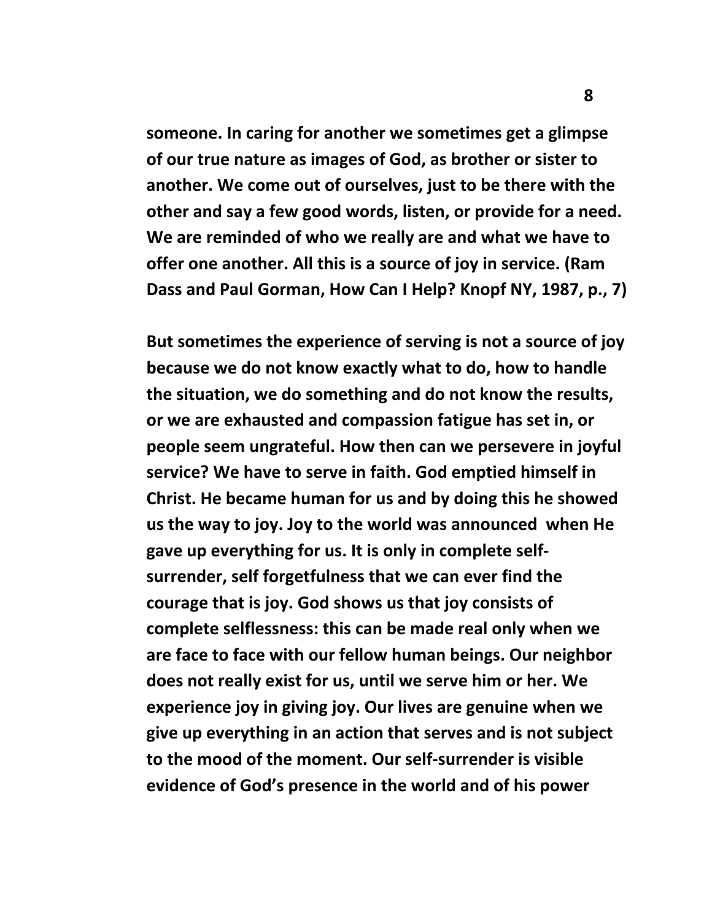**someone. In caring for another we sometimes get a glimpse of our true nature as images of God, as brother or sister to another. We come out of ourselves, just to be there with the other and say a few good words, listen, or provide for a need. We are reminded of who we really are and what we have to offer one another. All this is a source of joy in service. (Ram Dass and Paul Gorman, How Can I Help? Knopf NY, 1987, p., 7)**

**But sometimes the experience of serving is not a source of joy because we do not know exactly what to do, how to handle the situation, we do something and do not know the results, or we are exhausted and compassion fatigue has set in, or people seem ungrateful. How then can we persevere in joyful service? We have to serve in faith. God emptied himself in Christ. He became human for us and by doing this he showed us the way to joy. Joy to the world was announced when He gave up everything for us. It is only in complete self-surrender, self forgetfulness that we can ever find the courage that is joy. God shows us that joy consists of complete selflessness: this can be made real only when we are face to face with our fellow human beings. Our neighbor does not really exist for us, until we serve him or her. We experience joy in giving joy. Our lives are genuine when we give up everything in an action that serves and is not subject to the mood of the moment. Our self-surrender is visible evidence of God's presence in the world and of his power**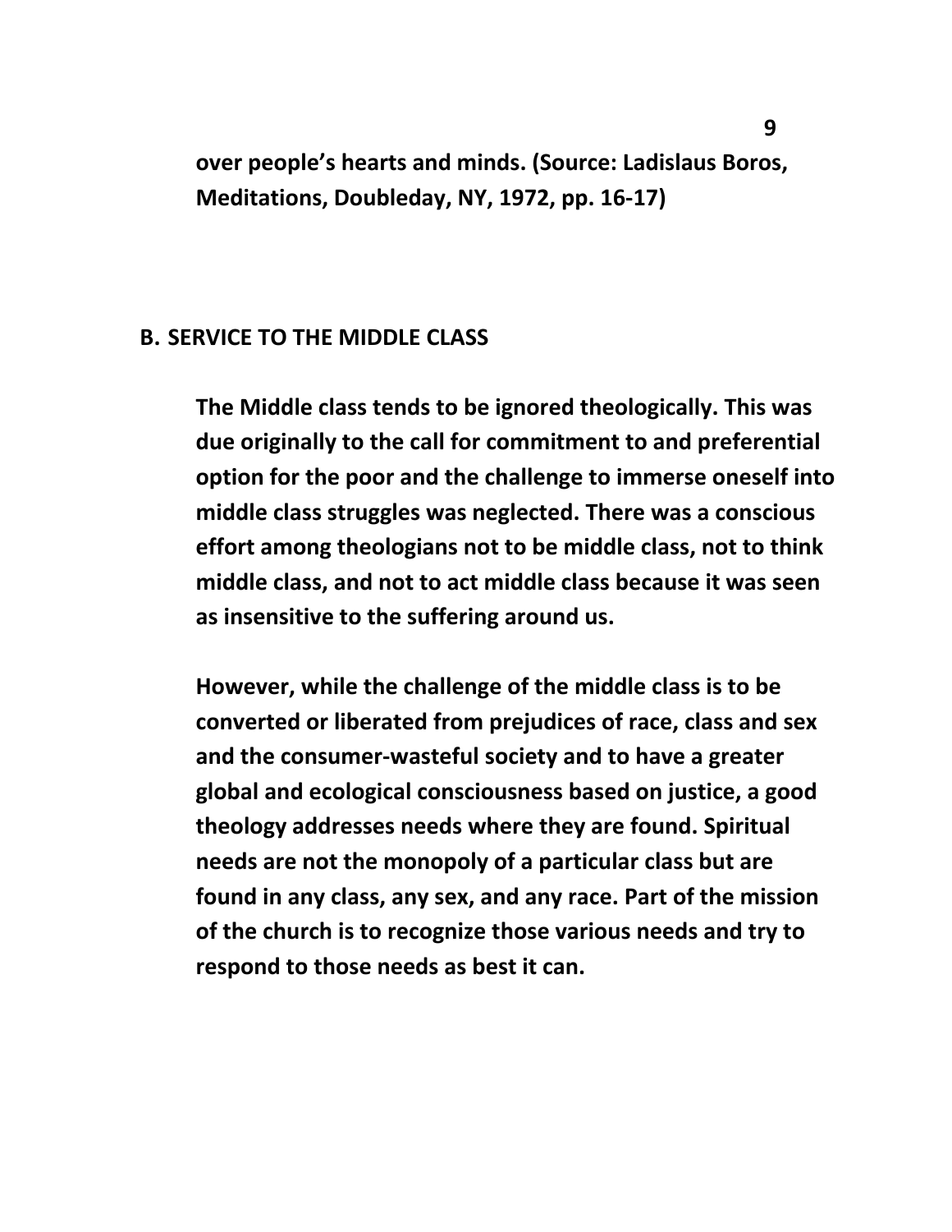**over people's hearts and minds. (Source: Ladislaus Boros, Meditations, Doubleday, NY, 1972, pp. 16-17)**

## B. SERVICE TO THE MIDDLE CLASS

**The Middle class tends to be ignored theologically. This was due originally to the call for commitment to and preferential option for the poor and the challenge to immerse oneself into middle class struggles was neglected. There was a conscious effort among theologians not to be middle class, not to think middle class, and not to act middle class because it was seen as insensitive to the suffering around us.**

**However, while the challenge of the middle class is to be converted or liberated from prejudices of race, class and sex and the consumer-wasteful society and to have a greater global and ecological consciousness based on justice, a good theology addresses needs where they are found. Spiritual needs are not the monopoly of a particular class but are found in any class, any sex, and any race. Part of the mission of the church is to recognize those various needs and try to respond to those needs as best it can.**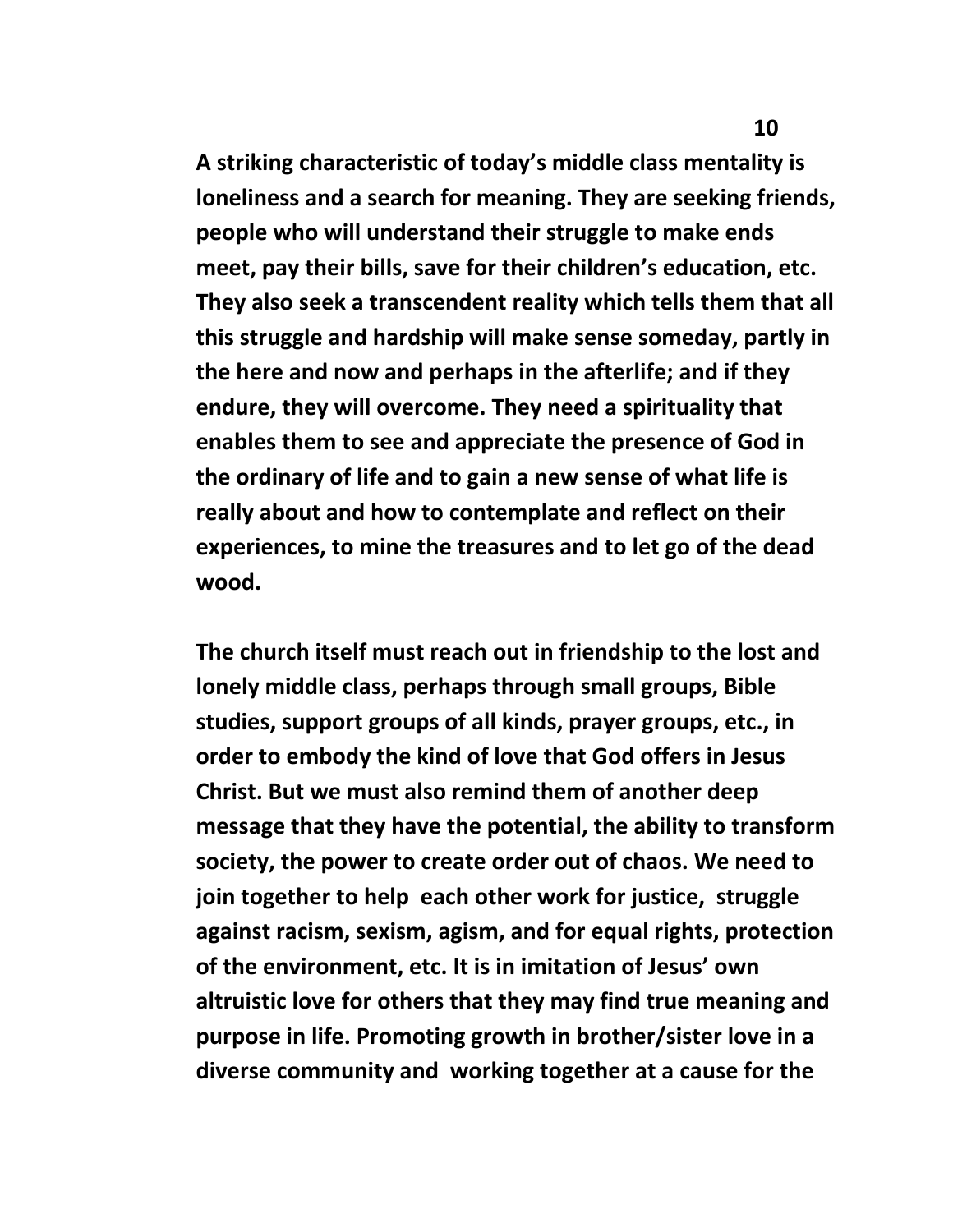**A striking characteristic of today's middle class mentality is loneliness and a search for meaning. They are seeking friends, people who will understand their struggle to make ends meet, pay their bills, save for their children's education, etc. They also seek a transcendent reality which tells them that all this struggle and hardship will make sense someday, partly in the here and now and perhaps in the afterlife; and if they endure, they will overcome. They need a spirituality that enables them to see and appreciate the presence of God in the ordinary of life and to gain a new sense of what life is really about and how to contemplate and reflect on their experiences, to mine the treasures and to let go of the dead wood.**

**The church itself must reach out in friendship to the lost and lonely middle class, perhaps through small groups, Bible studies, support groups of all kinds, prayer groups, etc., in order to embody the kind of love that God offers in Jesus Christ. But we must also remind them of another deep message that they have the potential, the ability to transform society, the power to create order out of chaos. We need to join together to help each other work for justice, struggle against racism, sexism, agism, and for equal rights, protection of the environment, etc. It is in imitation of Jesus' own altruistic love for others that they may find true meaning and purpose in life. Promoting growth in brother/sister love in a diverse community and working together at a cause for the**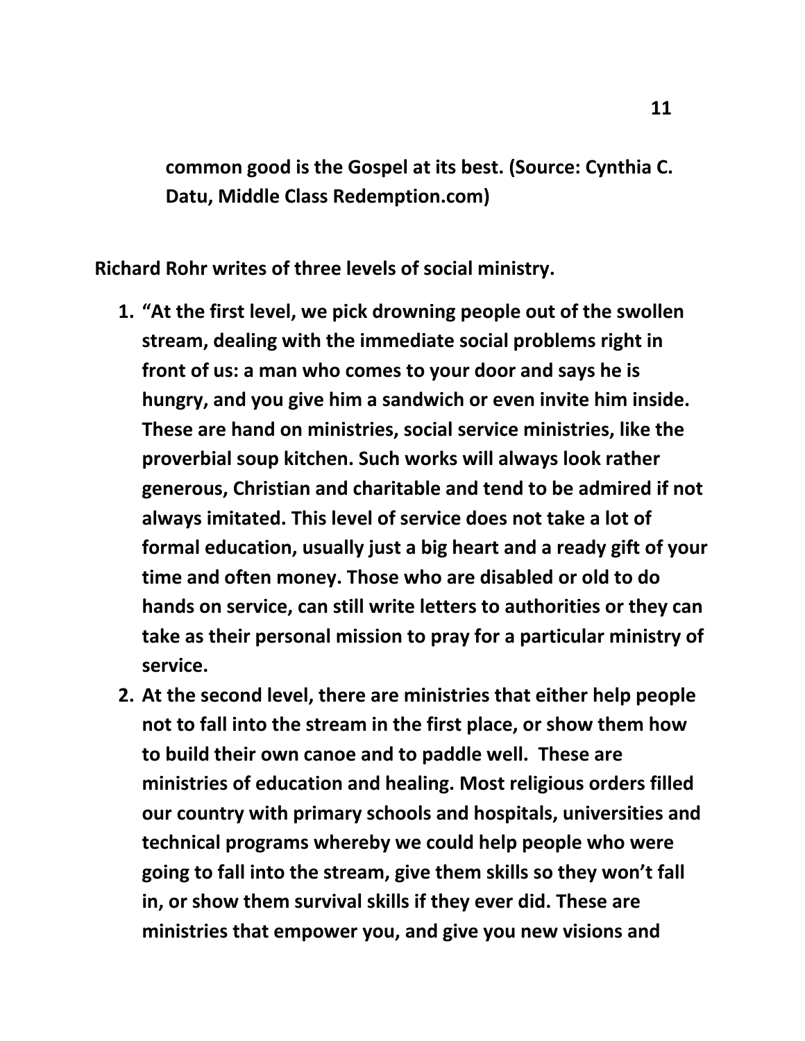**common good is the Gospel at its best. (Source: Cynthia C. Datu, Middle Class Redemption.com)**

**Richard Rohr writes of three levels of social ministry.**

1. **"At the first level, we pick drowning people out of the swollen stream, dealing with the immediate social problems right in front of us: a man who comes to your door and says he is hungry, and you give him a sandwich or even invite him inside. These are hand on ministries, social service ministries, like the proverbial soup kitchen. Such works will always look rather generous, Christian and charitable and tend to be admired if not always imitated. This level of service does not take a lot of formal education, usually just a big heart and a ready gift of your time and often money. Those who are disabled or old to do hands on service, can still write letters to authorities or they can take as their personal mission to pray for a particular ministry of service.**
2. **At the second level, there are ministries that either help people not to fall into the stream in the first place, or show them how to build their own canoe and to paddle well. These are ministries of education and healing. Most religious orders filled our country with primary schools and hospitals, universities and technical programs whereby we could help people who were going to fall into the stream, give them skills so they won't fall in, or show them survival skills if they ever did. These are ministries that empower you, and give you new visions and**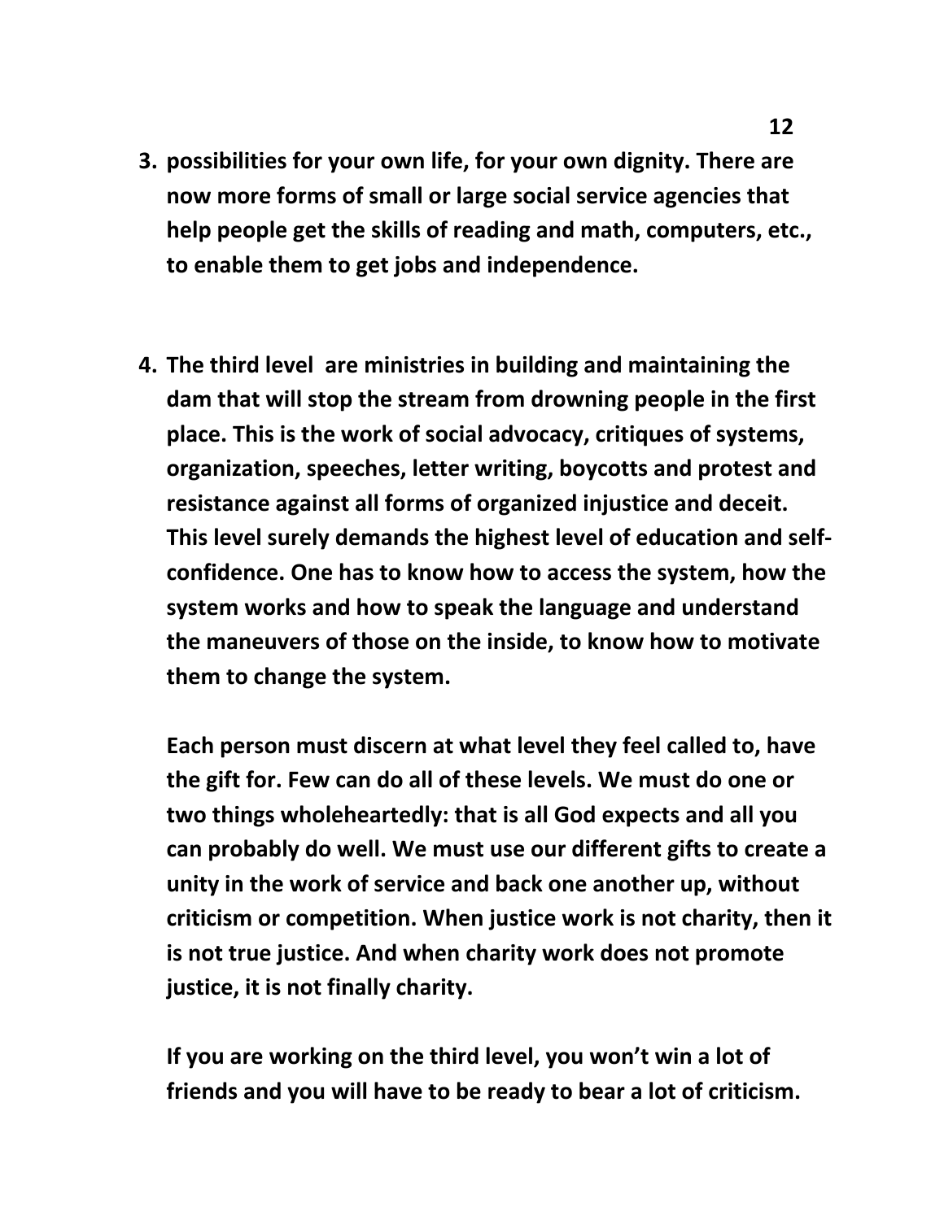3. **possibilities for your own life, for your own dignity. There are now more forms of small or large social service agencies that help people get the skills of reading and math, computers, etc., to enable them to get jobs and independence.**

4. **The third level are ministries in building and maintaining the dam that will stop the stream from drowning people in the first place. This is the work of social advocacy, critiques of systems, organization, speeches, letter writing, boycotts and protest and resistance against all forms of organized injustice and deceit. This level surely demands the highest level of education and self-confidence. One has to know how to access the system, how the system works and how to speak the language and understand the maneuvers of those on the inside, to know how to motivate them to change the system.**

   **Each person must discern at what level they feel called to, have the gift for. Few can do all of these levels. We must do one or two things wholeheartedly: that is all God expects and all you can probably do well. We must use our different gifts to create a unity in the work of service and back one another up, without criticism or competition. When justice work is not charity, then it is not true justice. And when charity work does not promote justice, it is not finally charity.**

   **If you are working on the third level, you won't win a lot of friends and you will have to be ready to bear a lot of criticism.**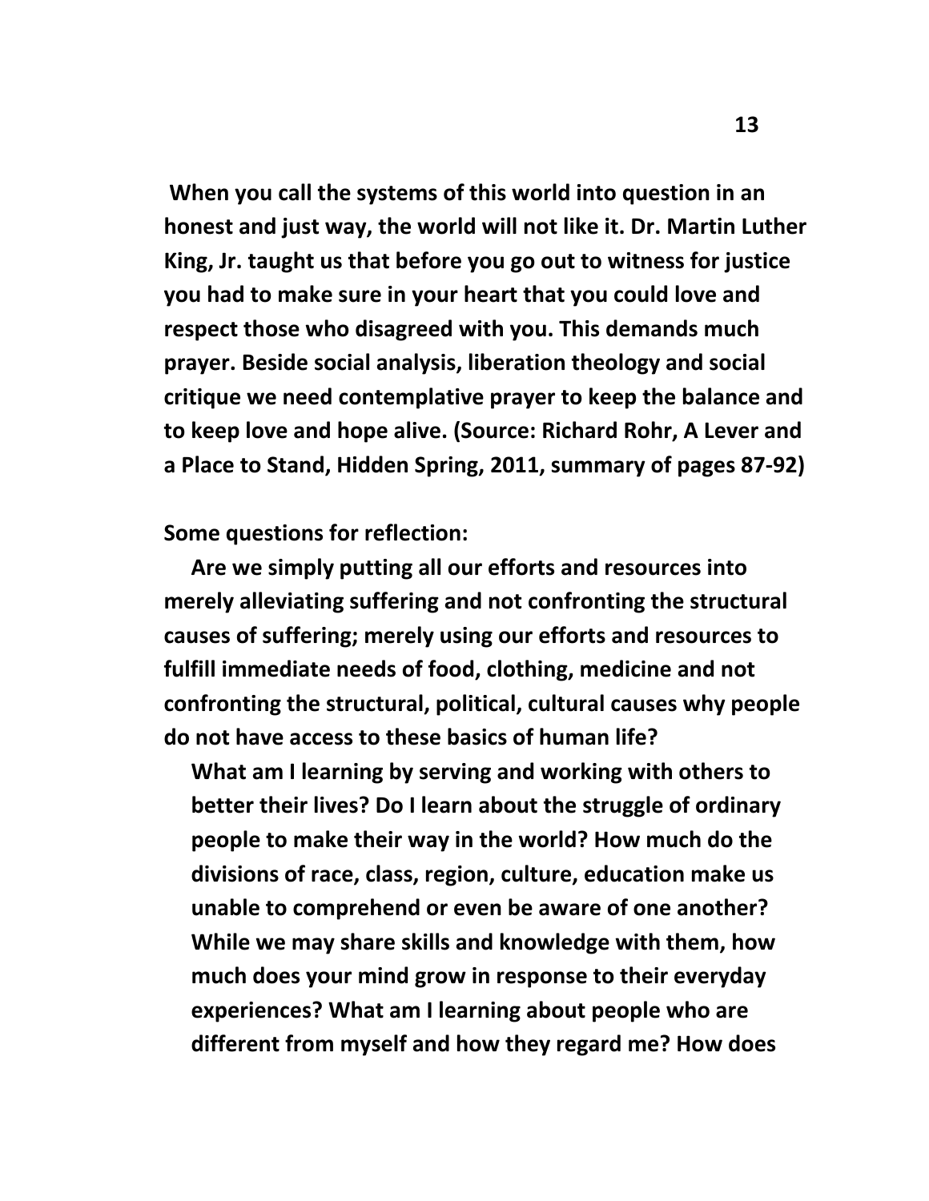**When you call the systems of this world into question in an honest and just way, the world will not like it. Dr. Martin Luther King, Jr. taught us that before you go out to witness for justice you had to make sure in your heart that you could love and respect those who disagreed with you. This demands much prayer. Beside social analysis, liberation theology and social critique we need contemplative prayer to keep the balance and to keep love and hope alive. (Source: Richard Rohr, A Lever and a Place to Stand, Hidden Spring, 2011, summary of pages 87-92)**

**Some questions for reflection:**

**Are we simply putting all our efforts and resources into merely alleviating suffering and not confronting the structural causes of suffering; merely using our efforts and resources to fulfill immediate needs of food, clothing, medicine and not confronting the structural, political, cultural causes why people do not have access to these basics of human life?**

**What am I learning by serving and working with others to better their lives? Do I learn about the struggle of ordinary people to make their way in the world? How much do the divisions of race, class, region, culture, education make us unable to comprehend or even be aware of one another? While we may share skills and knowledge with them, how much does your mind grow in response to their everyday experiences? What am I learning about people who are different from myself and how they regard me? How does**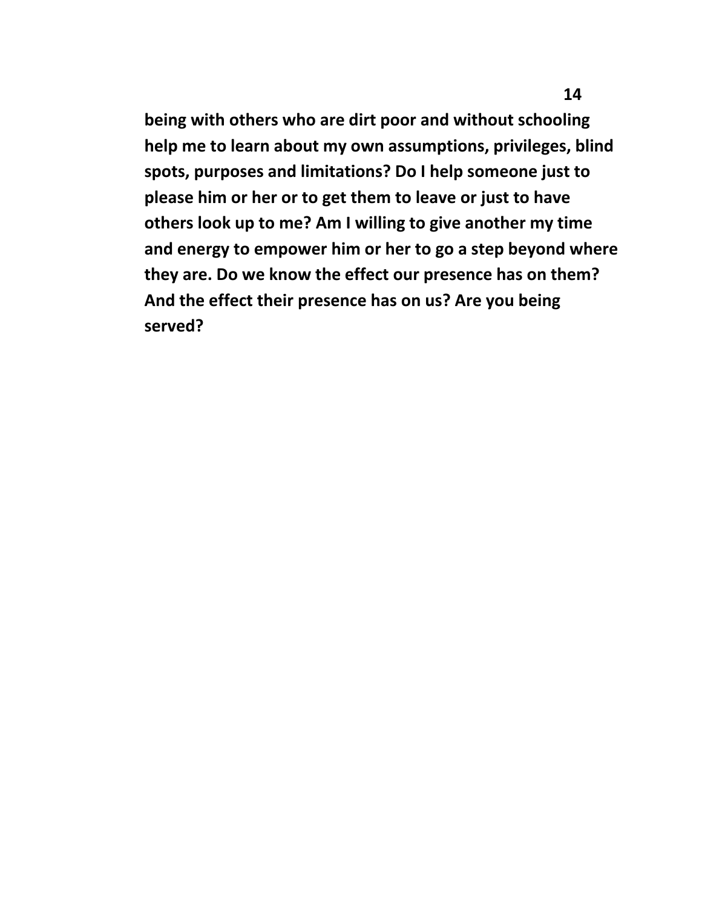**being with others who are dirt poor and without schooling help me to learn about my own assumptions, privileges, blind spots, purposes and limitations? Do I help someone just to please him or her or to get them to leave or just to have others look up to me? Am I willing to give another my time and energy to empower him or her to go a step beyond where they are. Do we know the effect our presence has on them? And the effect their presence has on us? Are you being served?**